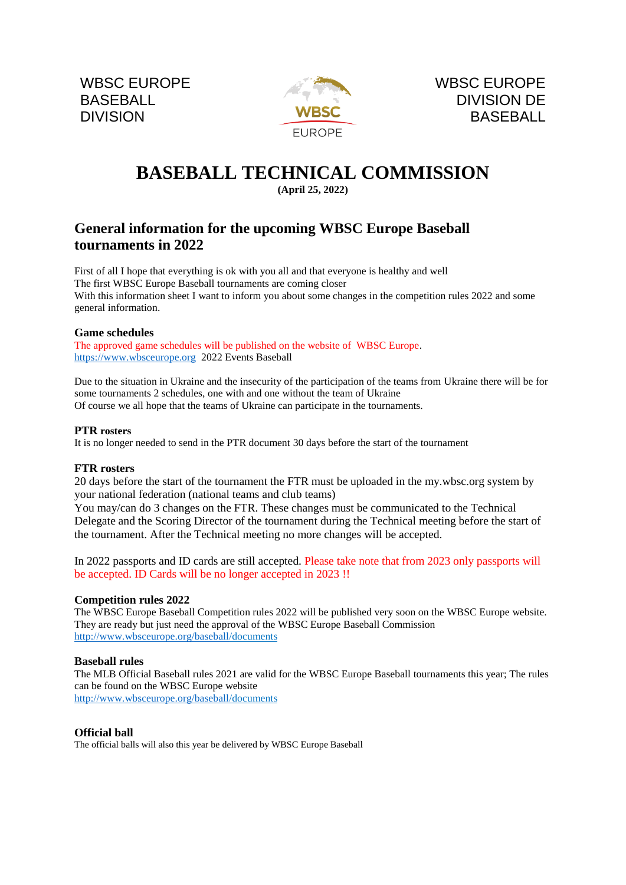WBSC EUROPE
BASEBALL
DIVISION

WBSC EUROPE
DIVISION DE
BASEBALL

# BASEBALL TECHNICAL COMMISSION

**(April 25, 2022)**

## General information for the upcoming WBSC Europe Baseball tournaments in 2022

First of all I hope that everything is ok with you all and that everyone is healthy and well
The first WBSC Europe Baseball tournaments are coming closer
With this information sheet I want to inform you about some changes in the competition rules 2022 and some general information.

### Game schedules

The approved game schedules will be published on the website of WBSC Europe.
https://www.wbsceurope.org 2022 Events Baseball

Due to the situation in Ukraine and the insecurity of the participation of the teams from Ukraine there will be for some tournaments 2 schedules, one with and one without the team of Ukraine
Of course we all hope that the teams of Ukraine can participate in the tournaments.

### PTR rosters

It is no longer needed to send in the PTR document 30 days before the start of the tournament

### FTR rosters

20 days before the start of the tournament the FTR must be uploaded in the my.wbsc.org system by your national federation (national teams and club teams)
You may/can do 3 changes on the FTR. These changes must be communicated to the Technical Delegate and the Scoring Director of the tournament during the Technical meeting before the start of the tournament. After the Technical meeting no more changes will be accepted.

In 2022 passports and ID cards are still accepted. Please take note that from 2023 only passports will be accepted. ID Cards will be no longer accepted in 2023 !!

### Competition rules 2022

The WBSC Europe Baseball Competition rules 2022 will be published very soon on the WBSC Europe website. They are ready but just need the approval of the WBSC Europe Baseball Commission
http://www.wbsceurope.org/baseball/documents

### Baseball rules

The MLB Official Baseball rules 2021 are valid for the WBSC Europe Baseball tournaments this year; The rules can be found on the WBSC Europe website
http://www.wbsceurope.org/baseball/documents

### Official ball

The official balls will also this year be delivered by WBSC Europe Baseball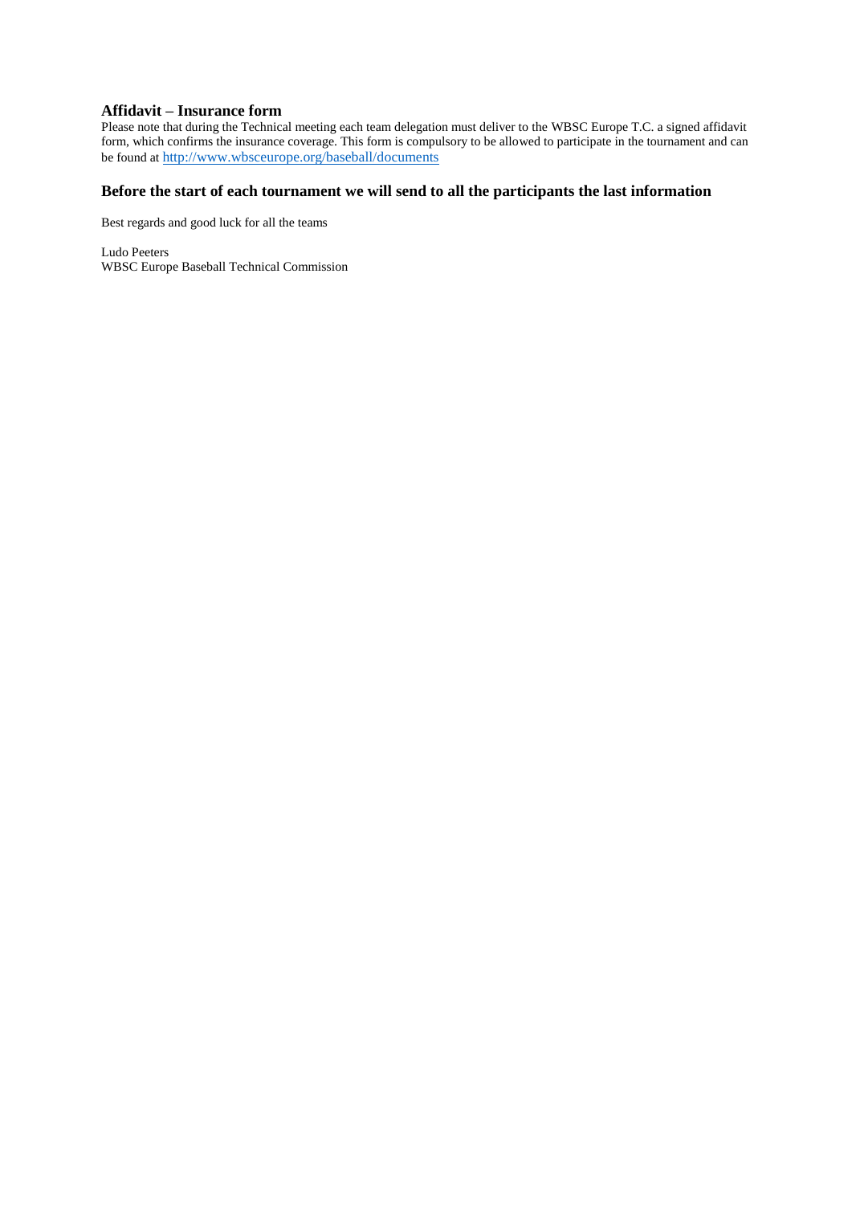### Affidavit – Insurance form

Please note that during the Technical meeting each team delegation must deliver to the WBSC Europe T.C. a signed affidavit form, which confirms the insurance coverage. This form is compulsory to be allowed to participate in the tournament and can be found at http://www.wbsceurope.org/baseball/documents

### Before the start of each tournament we will send to all the participants the last information

Best regards and good luck for all the teams

Ludo Peeters  
WBSC Europe Baseball Technical Commission